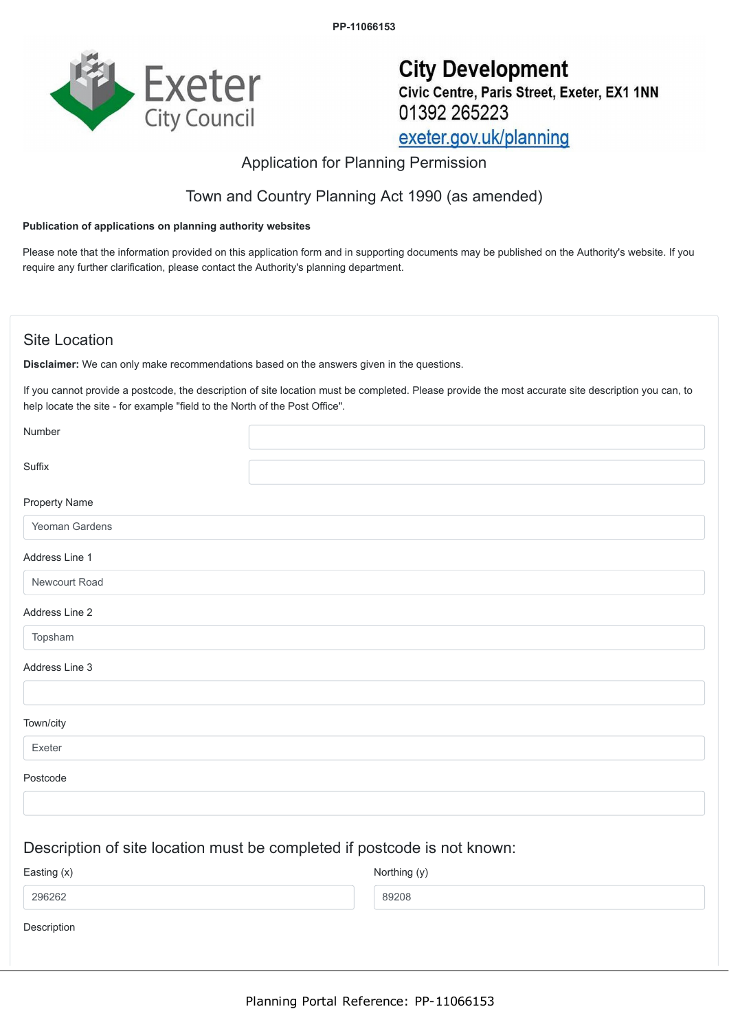PP-11066153

**Exeter City Council**

**City Development**
**Civic Centre, Paris Street, Exeter, EX1 1NN**
01392 265223
exeter.gov.uk/planning

# Application for Planning Permission

## Town and Country Planning Act 1990 (as amended)

**Publication of applications on planning authority websites**

Please note that the information provided on this application form and in supporting documents may be published on the Authority's website. If you require any further clarification, please contact the Authority's planning department.

## Site Location

**Disclaimer:** We can only make recommendations based on the answers given in the questions.

If you cannot provide a postcode, the description of site location must be completed. Please provide the most accurate site description you can, to help locate the site - for example "field to the North of the Post Office".

| | |
|---|---|
| Number | |
| Suffix | |
| Property Name | Yeoman Gardens |
| Address Line 1 | Newcourt Road |
| Address Line 2 | Topsham |
| Address Line 3 | |
| Town/city | Exeter |
| Postcode | |

### Description of site location must be completed if postcode is not known:

| | |
|---|---|
| Easting (x) | 296262 |
| Northing (y) | 89208 |

Description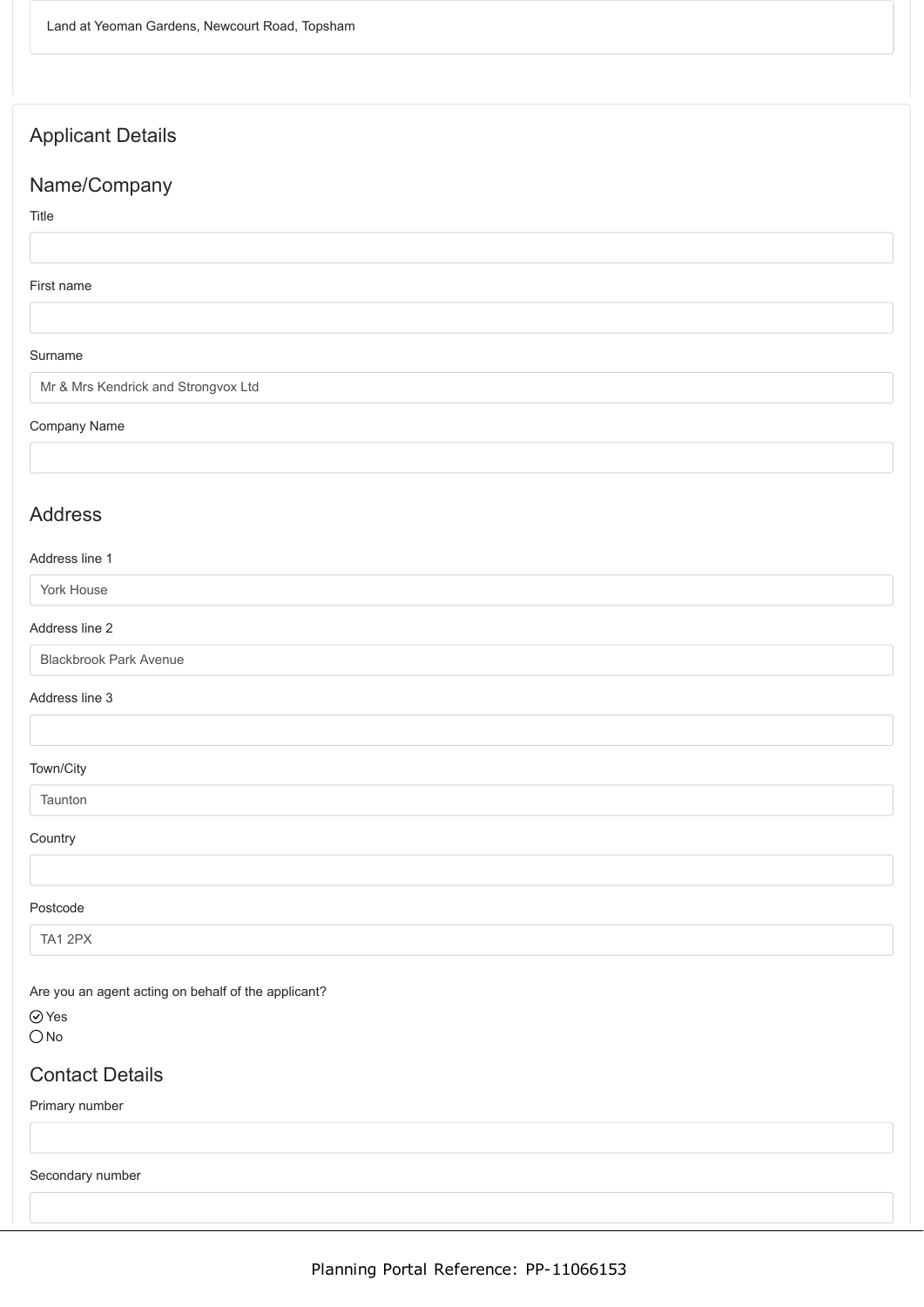Land at Yeoman Gardens, Newcourt Road, Topsham

## Applicant Details

### Name/Company

Title

First name

Surname

Mr & Mrs Kendrick and Strongvox Ltd

Company Name

### Address

Address line 1

York House

Address line 2

Blackbrook Park Avenue

Address line 3

Town/City

Taunton

Country

Postcode

TA1 2PX

Are you an agent acting on behalf of the applicant?

- ☑ Yes
- ○ No

### Contact Details

Primary number

Secondary number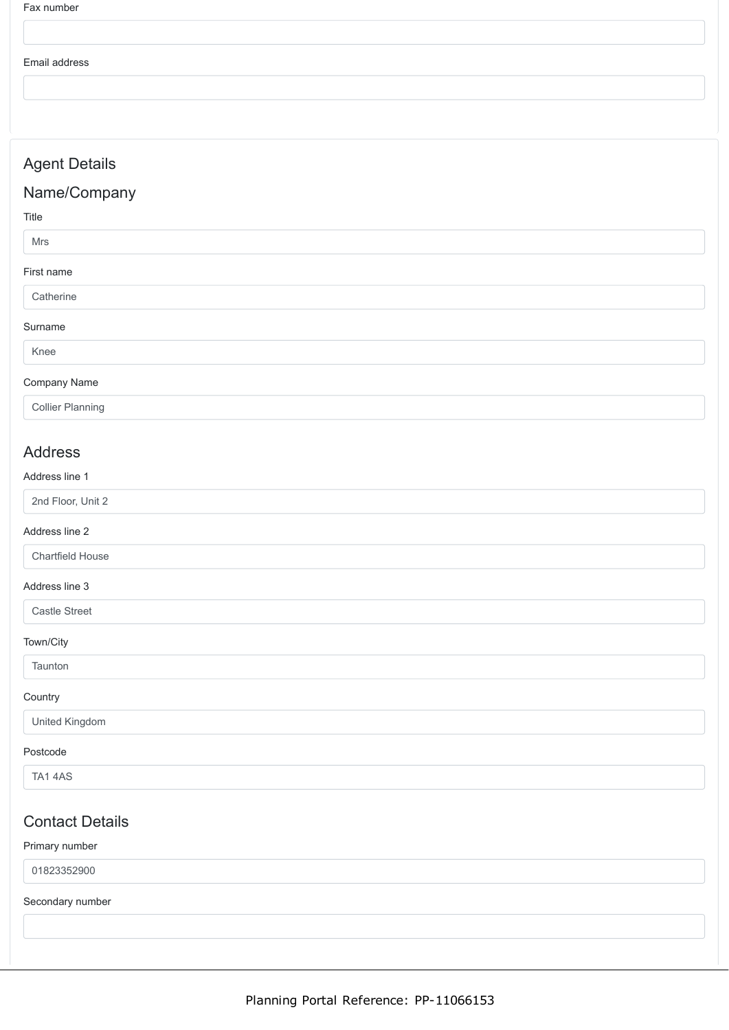Fax number

Email address

## Agent Details

### Name/Company

Title

Mrs

First name

Catherine

Surname

Knee

Company Name

Collier Planning

### Address

Address line 1

2nd Floor, Unit 2

Address line 2

Chartfield House

Address line 3

Castle Street

Town/City

Taunton

Country

United Kingdom

Postcode

TA1 4AS

### Contact Details

Primary number

01823352900

Secondary number

Planning Portal Reference: PP-11066153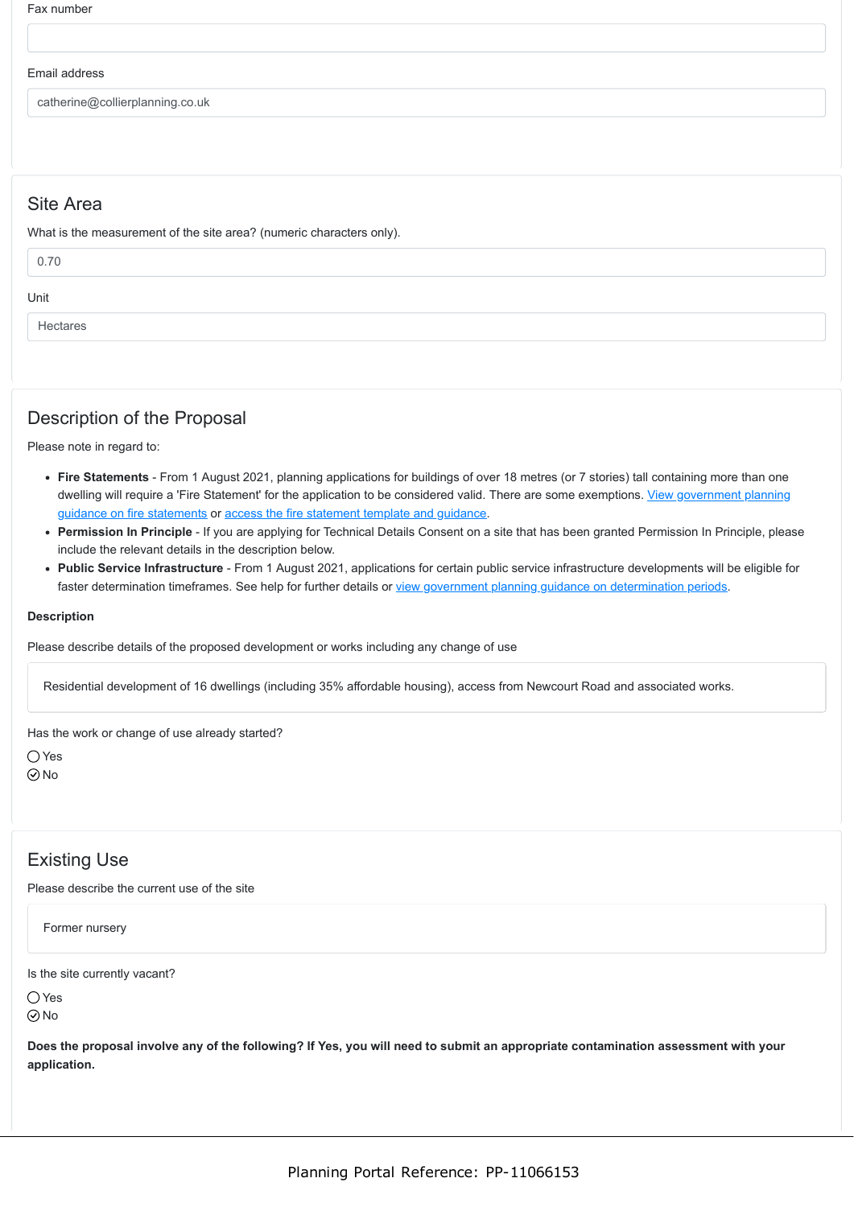Fax number

Email address

catherine@collierplanning.co.uk

## Site Area

What is the measurement of the site area? (numeric characters only).

0.70

Unit

Hectares

## Description of the Proposal

Please note in regard to:

- **Fire Statements** - From 1 August 2021, planning applications for buildings of over 18 metres (or 7 stories) tall containing more than one dwelling will require a 'Fire Statement' for the application to be considered valid. There are some exemptions. View government planning guidance on fire statements or access the fire statement template and guidance.
- **Permission In Principle** - If you are applying for Technical Details Consent on a site that has been granted Permission In Principle, please include the relevant details in the description below.
- **Public Service Infrastructure** - From 1 August 2021, applications for certain public service infrastructure developments will be eligible for faster determination timeframes. See help for further details or view government planning guidance on determination periods.

**Description**

Please describe details of the proposed development or works including any change of use

Residential development of 16 dwellings (including 35% affordable housing), access from Newcourt Road and associated works.

Has the work or change of use already started?

○ Yes
⊘ No

## Existing Use

Please describe the current use of the site

Former nursery

Is the site currently vacant?

○ Yes
⊘ No

**Does the proposal involve any of the following? If Yes, you will need to submit an appropriate contamination assessment with your application.**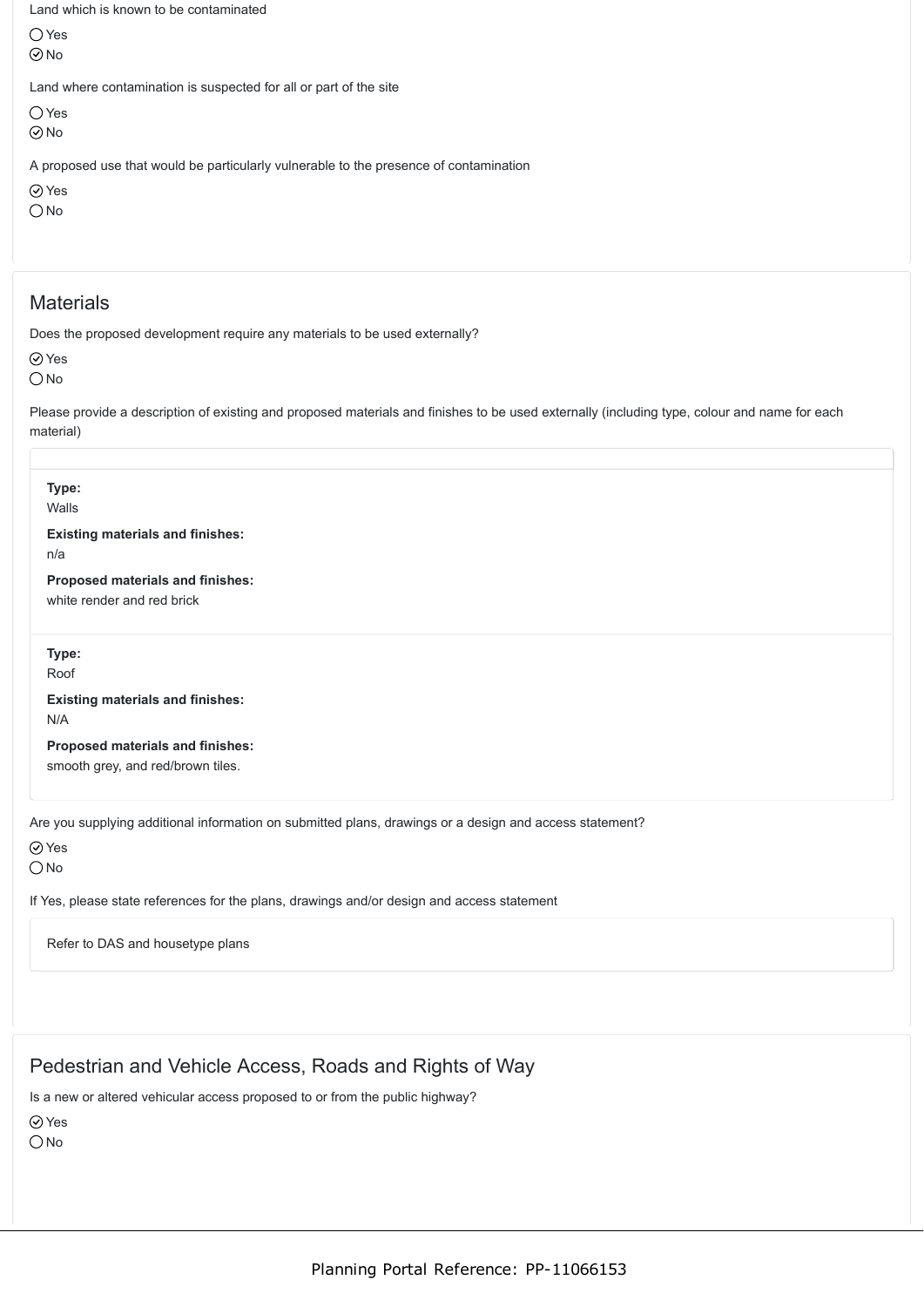Land which is known to be contaminated

○ Yes
⊘ No

Land where contamination is suspected for all or part of the site

○ Yes
⊘ No

A proposed use that would be particularly vulnerable to the presence of contamination

⊘ Yes
○ No

## Materials

Does the proposed development require any materials to be used externally?

⊘ Yes
○ No

Please provide a description of existing and proposed materials and finishes to be used externally (including type, colour and name for each material)

**Type:**
Walls

**Existing materials and finishes:**
n/a

**Proposed materials and finishes:**
white render and red brick

**Type:**
Roof

**Existing materials and finishes:**
N/A

**Proposed materials and finishes:**
smooth grey, and red/brown tiles.

Are you supplying additional information on submitted plans, drawings or a design and access statement?

⊘ Yes
○ No

If Yes, please state references for the plans, drawings and/or design and access statement

Refer to DAS and housetype plans

## Pedestrian and Vehicle Access, Roads and Rights of Way

Is a new or altered vehicular access proposed to or from the public highway?

⊘ Yes
○ No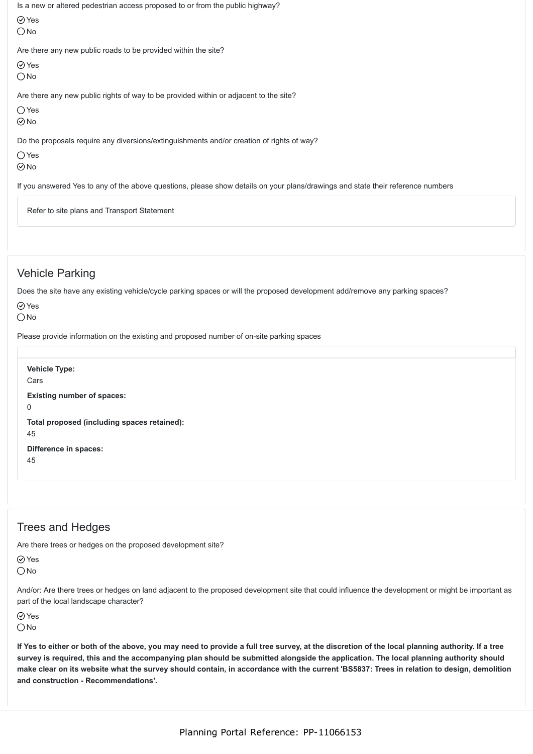Is a new or altered pedestrian access proposed to or from the public highway?

- [x] Yes
- [ ] No

Are there any new public roads to be provided within the site?

- [x] Yes
- [ ] No

Are there any new public rights of way to be provided within or adjacent to the site?

- [ ] Yes
- [x] No

Do the proposals require any diversions/extinguishments and/or creation of rights of way?

- [ ] Yes
- [x] No

If you answered Yes to any of the above questions, please show details on your plans/drawings and state their reference numbers

Refer to site plans and Transport Statement

## Vehicle Parking

Does the site have any existing vehicle/cycle parking spaces or will the proposed development add/remove any parking spaces?

- [x] Yes
- [ ] No

Please provide information on the existing and proposed number of on-site parking spaces

**Vehicle Type:**
Cars

**Existing number of spaces:**
0

**Total proposed (including spaces retained):**
45

**Difference in spaces:**
45

## Trees and Hedges

Are there trees or hedges on the proposed development site?

- [x] Yes
- [ ] No

And/or: Are there trees or hedges on land adjacent to the proposed development site that could influence the development or might be important as part of the local landscape character?

- [x] Yes
- [ ] No

**If Yes to either or both of the above, you may need to provide a full tree survey, at the discretion of the local planning authority. If a tree survey is required, this and the accompanying plan should be submitted alongside the application. The local planning authority should make clear on its website what the survey should contain, in accordance with the current 'BS5837: Trees in relation to design, demolition and construction - Recommendations'.**

Planning Portal Reference: PP-11066153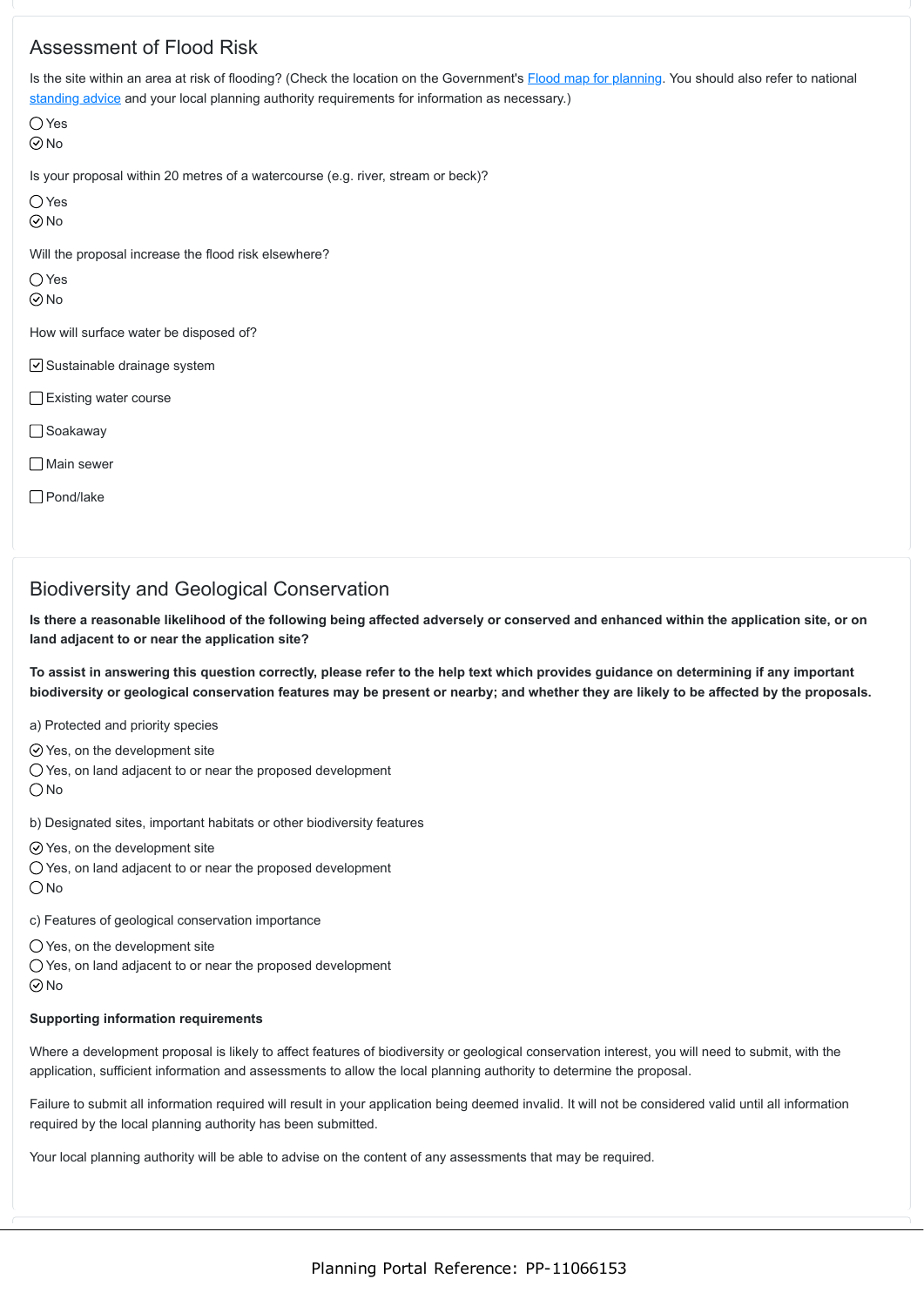## Assessment of Flood Risk

Is the site within an area at risk of flooding? (Check the location on the Government's Flood map for planning. You should also refer to national standing advice and your local planning authority requirements for information as necessary.)

- ◯ Yes
- ◉ No

Is your proposal within 20 metres of a watercourse (e.g. river, stream or beck)?

- ◯ Yes
- ◉ No

Will the proposal increase the flood risk elsewhere?

- ◯ Yes
- ◉ No

How will surface water be disposed of?

- [x] Sustainable drainage system
- [ ] Existing water course
- [ ] Soakaway
- [ ] Main sewer
- [ ] Pond/lake

## Biodiversity and Geological Conservation

**Is there a reasonable likelihood of the following being affected adversely or conserved and enhanced within the application site, or on land adjacent to or near the application site?**

**To assist in answering this question correctly, please refer to the help text which provides guidance on determining if any important biodiversity or geological conservation features may be present or nearby; and whether they are likely to be affected by the proposals.**

a) Protected and priority species

- ◉ Yes, on the development site
- ◯ Yes, on land adjacent to or near the proposed development
- ◯ No

b) Designated sites, important habitats or other biodiversity features

- ◉ Yes, on the development site
- ◯ Yes, on land adjacent to or near the proposed development
- ◯ No

c) Features of geological conservation importance

- ◯ Yes, on the development site
- ◯ Yes, on land adjacent to or near the proposed development
- ◉ No

**Supporting information requirements**

Where a development proposal is likely to affect features of biodiversity or geological conservation interest, you will need to submit, with the application, sufficient information and assessments to allow the local planning authority to determine the proposal.

Failure to submit all information required will result in your application being deemed invalid. It will not be considered valid until all information required by the local planning authority has been submitted.

Your local planning authority will be able to advise on the content of any assessments that may be required.

Planning Portal Reference: PP-11066153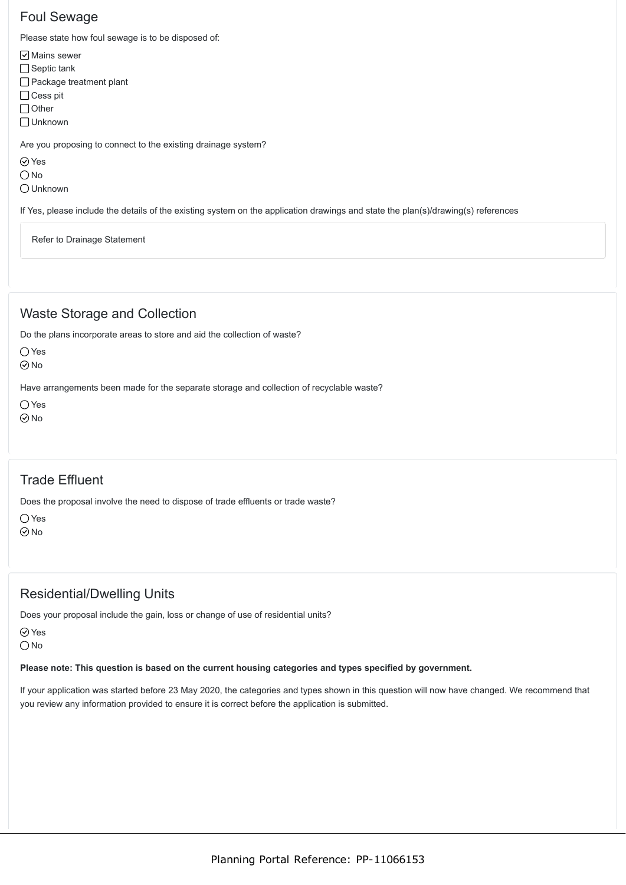## Foul Sewage

Please state how foul sewage is to be disposed of:

- [x] Mains sewer
- [ ] Septic tank
- [ ] Package treatment plant
- [ ] Cess pit
- [ ] Other
- [ ] Unknown

Are you proposing to connect to the existing drainage system?

- (x) Yes
- ( ) No
- ( ) Unknown

If Yes, please include the details of the existing system on the application drawings and state the plan(s)/drawing(s) references

Refer to Drainage Statement

## Waste Storage and Collection

Do the plans incorporate areas to store and aid the collection of waste?

- ( ) Yes
- (x) No

Have arrangements been made for the separate storage and collection of recyclable waste?

- ( ) Yes
- (x) No

## Trade Effluent

Does the proposal involve the need to dispose of trade effluents or trade waste?

- ( ) Yes
- (x) No

## Residential/Dwelling Units

Does your proposal include the gain, loss or change of use of residential units?

- (x) Yes
- ( ) No

**Please note: This question is based on the current housing categories and types specified by government.**

If your application was started before 23 May 2020, the categories and types shown in this question will now have changed. We recommend that you review any information provided to ensure it is correct before the application is submitted.

Planning Portal Reference: PP-11066153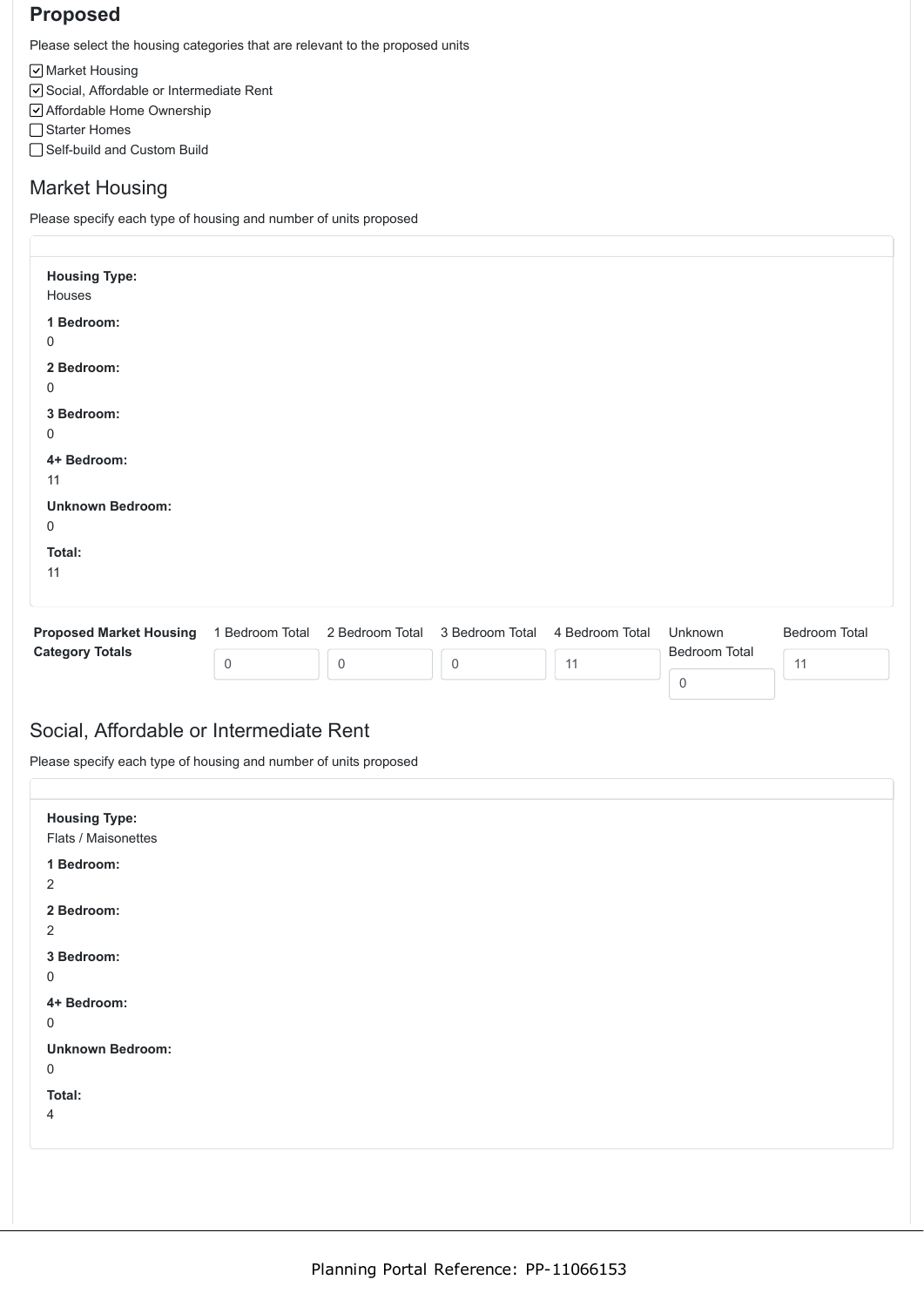## Proposed

Please select the housing categories that are relevant to the proposed units

- [x] Market Housing
- [x] Social, Affordable or Intermediate Rent
- [x] Affordable Home Ownership
- [ ] Starter Homes
- [ ] Self-build and Custom Build

### Market Housing

Please specify each type of housing and number of units proposed

**Housing Type:**
Houses

**1 Bedroom:**
0

**2 Bedroom:**
0

**3 Bedroom:**
0

**4+ Bedroom:**
11

**Unknown Bedroom:**
0

**Total:**
11

| Proposed Market Housing Category Totals | 1 Bedroom Total | 2 Bedroom Total | 3 Bedroom Total | 4 Bedroom Total | Unknown Bedroom Total | Bedroom Total |
|---|---|---|---|---|---|---|
| | 0 | 0 | 0 | 11 | 0 | 11 |

### Social, Affordable or Intermediate Rent

Please specify each type of housing and number of units proposed

**Housing Type:**
Flats / Maisonettes

**1 Bedroom:**
2

**2 Bedroom:**
2

**3 Bedroom:**
0

**4+ Bedroom:**
0

**Unknown Bedroom:**
0

**Total:**
4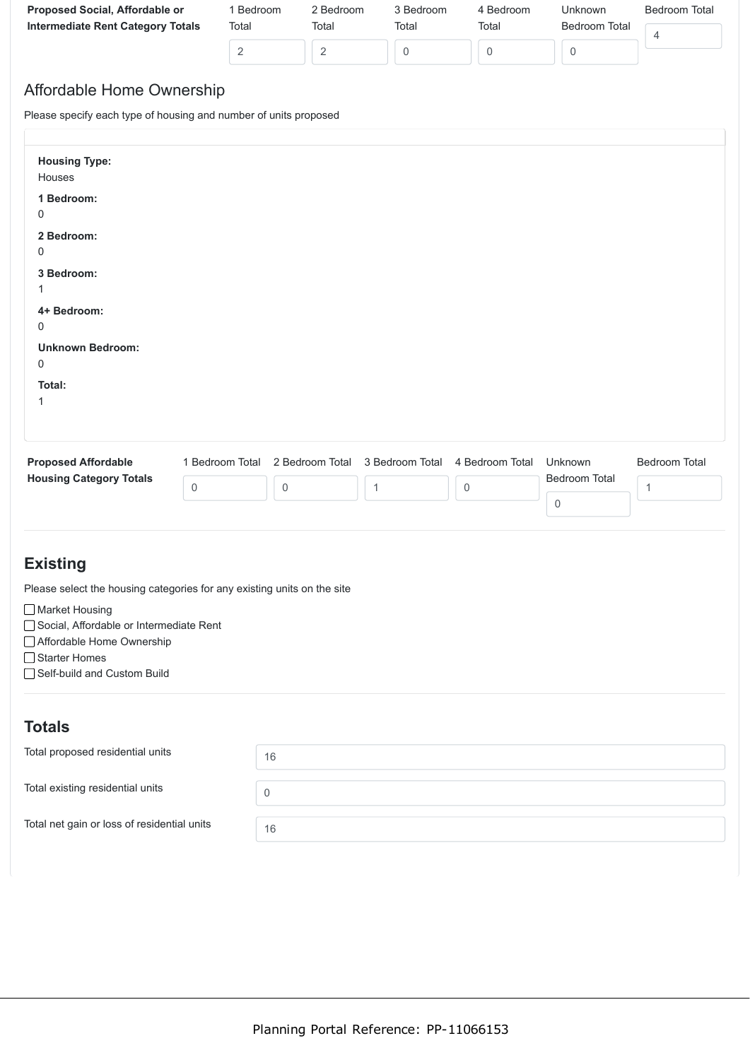| Proposed Social, Affordable or Intermediate Rent Category Totals | 1 Bedroom Total | 2 Bedroom Total | 3 Bedroom Total | 4 Bedroom Total | Unknown Bedroom Total | Bedroom Total |
|---|---|---|---|---|---|---|
| | 2 | 2 | 0 | 0 | 0 | 4 |

## Affordable Home Ownership

Please specify each type of housing and number of units proposed

**Housing Type:**
Houses

**1 Bedroom:**
0

**2 Bedroom:**
0

**3 Bedroom:**
1

**4+ Bedroom:**
0

**Unknown Bedroom:**
0

**Total:**
1

| Proposed Affordable Housing Category Totals | 1 Bedroom Total | 2 Bedroom Total | 3 Bedroom Total | 4 Bedroom Total | Unknown Bedroom Total | Bedroom Total |
|---|---|---|---|---|---|---|
| | 0 | 0 | 1 | 0 | 0 | 1 |

## Existing

Please select the housing categories for any existing units on the site

- [ ] Market Housing
- [ ] Social, Affordable or Intermediate Rent
- [ ] Affordable Home Ownership
- [ ] Starter Homes
- [ ] Self-build and Custom Build

## Totals

| | |
|---|---|
| Total proposed residential units | 16 |
| Total existing residential units | 0 |
| Total net gain or loss of residential units | 16 |

Planning Portal Reference: PP-11066153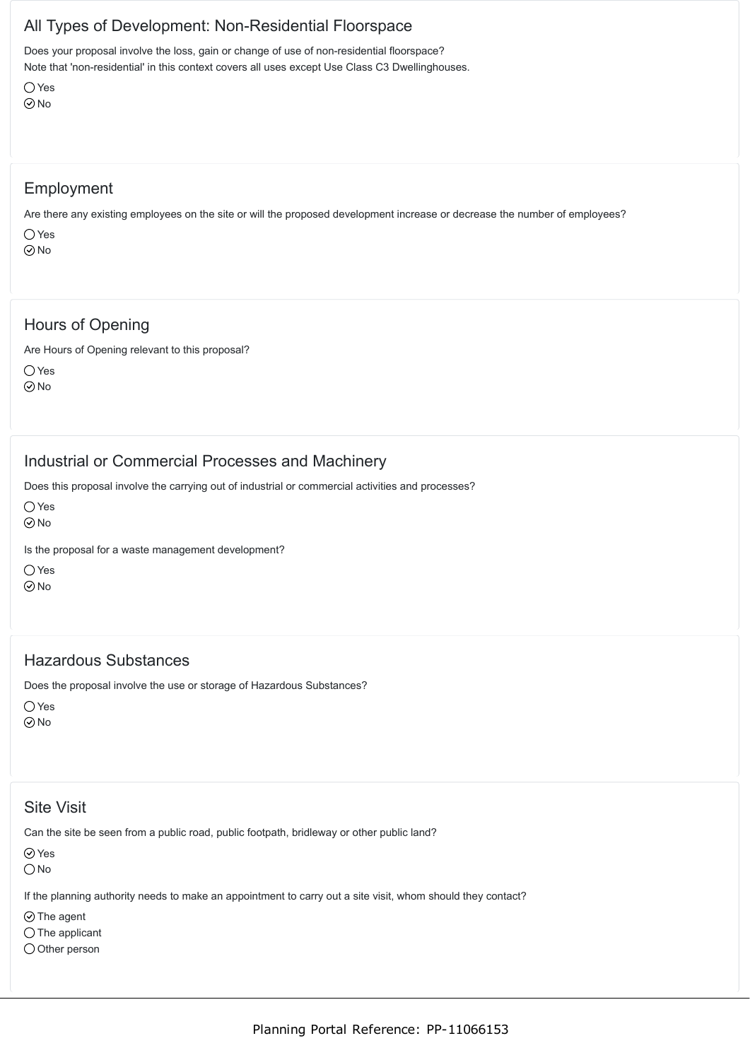## All Types of Development: Non-Residential Floorspace

Does your proposal involve the loss, gain or change of use of non-residential floorspace?
Note that 'non-residential' in this context covers all uses except Use Class C3 Dwellinghouses.

○ Yes
⊘ No

## Employment

Are there any existing employees on the site or will the proposed development increase or decrease the number of employees?

○ Yes
⊘ No

## Hours of Opening

Are Hours of Opening relevant to this proposal?

○ Yes
⊘ No

## Industrial or Commercial Processes and Machinery

Does this proposal involve the carrying out of industrial or commercial activities and processes?

○ Yes
⊘ No

Is the proposal for a waste management development?

○ Yes
⊘ No

## Hazardous Substances

Does the proposal involve the use or storage of Hazardous Substances?

○ Yes
⊘ No

## Site Visit

Can the site be seen from a public road, public footpath, bridleway or other public land?

⊘ Yes
○ No

If the planning authority needs to make an appointment to carry out a site visit, whom should they contact?

⊘ The agent
○ The applicant
○ Other person

Planning Portal Reference: PP-11066153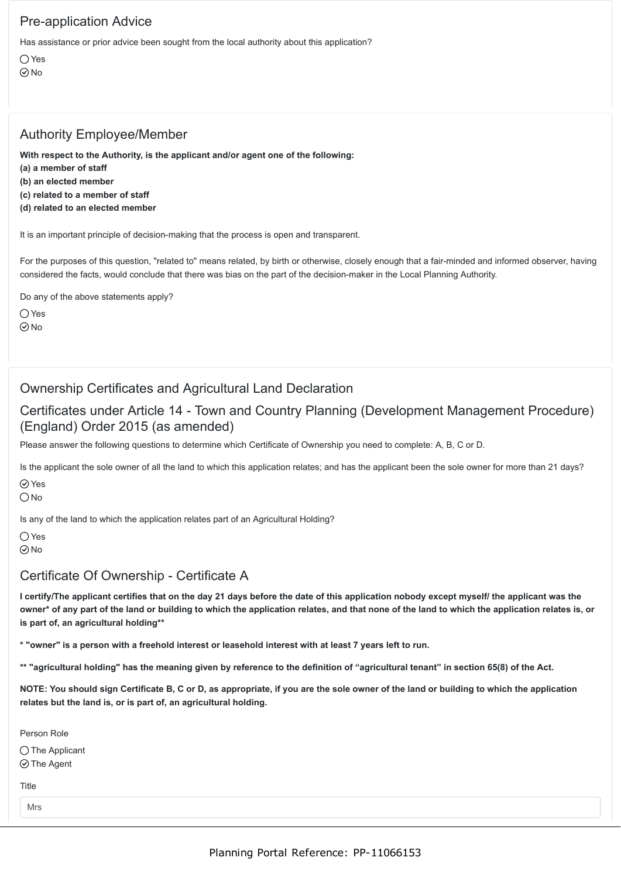## Pre-application Advice

Has assistance or prior advice been sought from the local authority about this application?

◯ Yes
⊘ No

## Authority Employee/Member

**With respect to the Authority, is the applicant and/or agent one of the following:**
**(a) a member of staff**
**(b) an elected member**
**(c) related to a member of staff**
**(d) related to an elected member**

It is an important principle of decision-making that the process is open and transparent.

For the purposes of this question, "related to" means related, by birth or otherwise, closely enough that a fair-minded and informed observer, having considered the facts, would conclude that there was bias on the part of the decision-maker in the Local Planning Authority.

Do any of the above statements apply?

◯ Yes
⊘ No

## Ownership Certificates and Agricultural Land Declaration

## Certificates under Article 14 - Town and Country Planning (Development Management Procedure) (England) Order 2015 (as amended)

Please answer the following questions to determine which Certificate of Ownership you need to complete: A, B, C or D.

Is the applicant the sole owner of all the land to which this application relates; and has the applicant been the sole owner for more than 21 days?

⊘ Yes
◯ No

Is any of the land to which the application relates part of an Agricultural Holding?

◯ Yes
⊘ No

## Certificate Of Ownership - Certificate A

**I certify/The applicant certifies that on the day 21 days before the date of this application nobody except myself/ the applicant was the owner* of any part of the land or building to which the application relates, and that none of the land to which the application relates is, or is part of, an agricultural holding****

**\* "owner" is a person with a freehold interest or leasehold interest with at least 7 years left to run.**

**\*\* "agricultural holding" has the meaning given by reference to the definition of "agricultural tenant" in section 65(8) of the Act.**

**NOTE: You should sign Certificate B, C or D, as appropriate, if you are the sole owner of the land or building to which the application relates but the land is, or is part of, an agricultural holding.**

Person Role

◯ The Applicant
⊘ The Agent

Title

Mrs

Planning Portal Reference: PP-11066153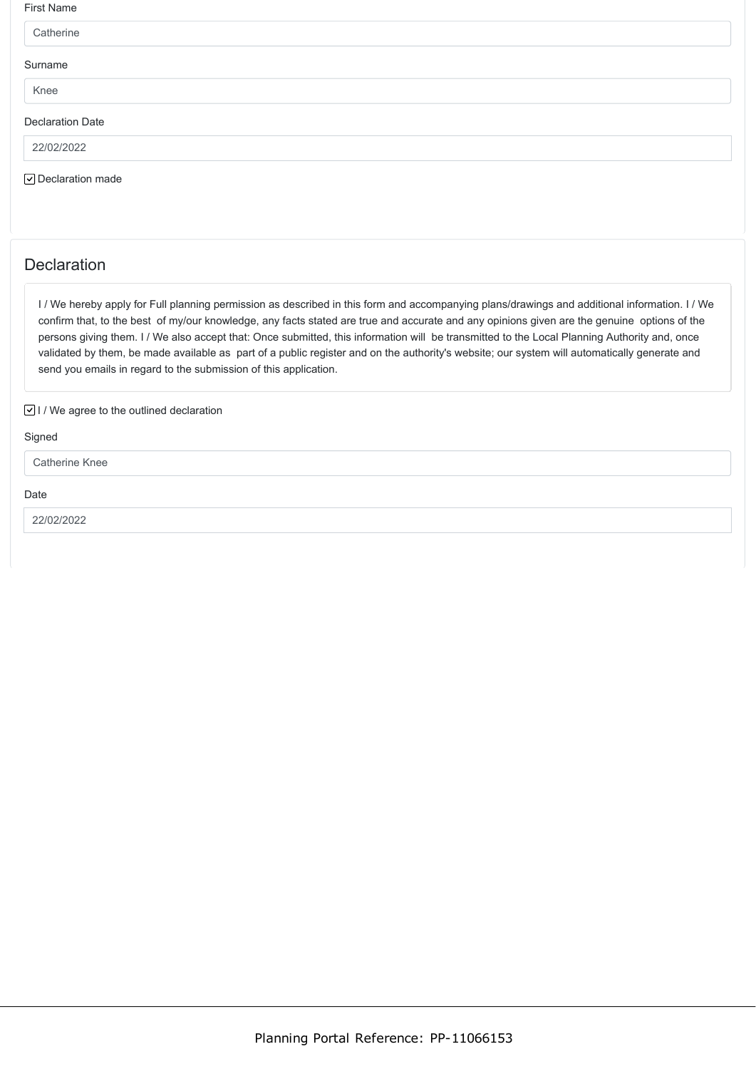First Name

Catherine

Surname

Knee

Declaration Date

22/02/2022

☑ Declaration made

## Declaration

I / We hereby apply for Full planning permission as described in this form and accompanying plans/drawings and additional information. I / We confirm that, to the best of my/our knowledge, any facts stated are true and accurate and any opinions given are the genuine options of the persons giving them. I / We also accept that: Once submitted, this information will be transmitted to the Local Planning Authority and, once validated by them, be made available as part of a public register and on the authority's website; our system will automatically generate and send you emails in regard to the submission of this application.

☑ I / We agree to the outlined declaration

Signed

Catherine Knee

Date

22/02/2022

Planning Portal Reference: PP-11066153